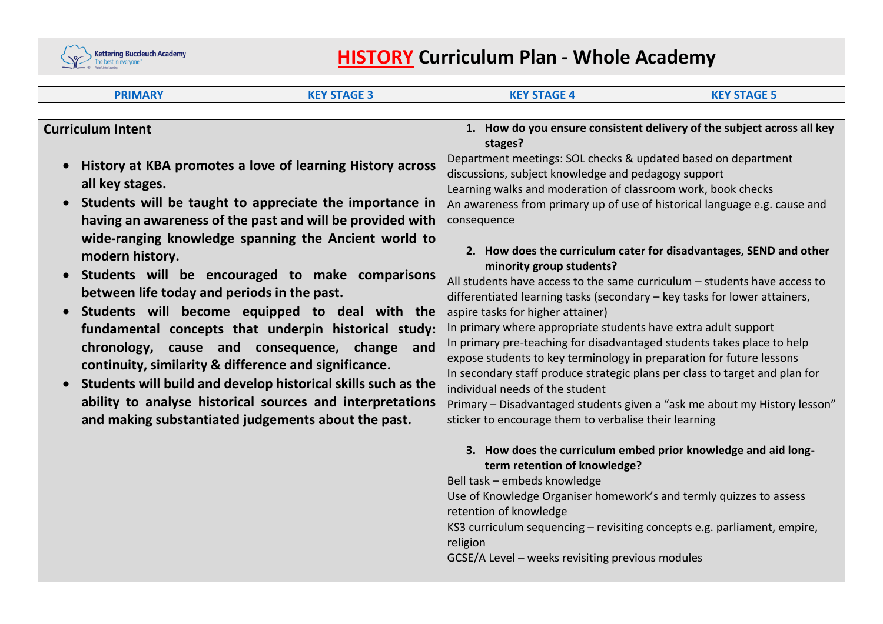# HISTORY Curriculum Plan - Whole Academy

| PRIMARY | KEY STAGE 3 | KEY STAGE 4 | KEY STAGE 5 |
|---|---|---|---|

## Curriculum Intent

- **History at KBA promotes a love of learning History across all key stages.**
- **Students will be taught to appreciate the importance in having an awareness of the past and will be provided with wide-ranging knowledge spanning the Ancient world to modern history.**
- **Students will be encouraged to make comparisons between life today and periods in the past.**
- **Students will become equipped to deal with the fundamental concepts that underpin historical study: chronology, cause and consequence, change and continuity, similarity & difference and significance.**
- **Students will build and develop historical skills such as the ability to analyse historical sources and interpretations and making substantiated judgements about the past.**

1. **How do you ensure consistent delivery of the subject across all key stages?**

Department meetings: SOL checks & updated based on department discussions, subject knowledge and pedagogy support
Learning walks and moderation of classroom work, book checks
An awareness from primary up of use of historical language e.g. cause and consequence

2. **How does the curriculum cater for disadvantages, SEND and other minority group students?**

All students have access to the same curriculum – students have access to differentiated learning tasks (secondary – key tasks for lower attainers, aspire tasks for higher attainer)
In primary where appropriate students have extra adult support
In primary pre-teaching for disadvantaged students takes place to help expose students to key terminology in preparation for future lessons
In secondary staff produce strategic plans per class to target and plan for individual needs of the student
Primary – Disadvantaged students given a "ask me about my History lesson" sticker to encourage them to verbalise their learning

3. **How does the curriculum embed prior knowledge and aid long-term retention of knowledge?**

Bell task – embeds knowledge
Use of Knowledge Organiser homework's and termly quizzes to assess retention of knowledge
KS3 curriculum sequencing – revisiting concepts e.g. parliament, empire, religion
GCSE/A Level – weeks revisiting previous modules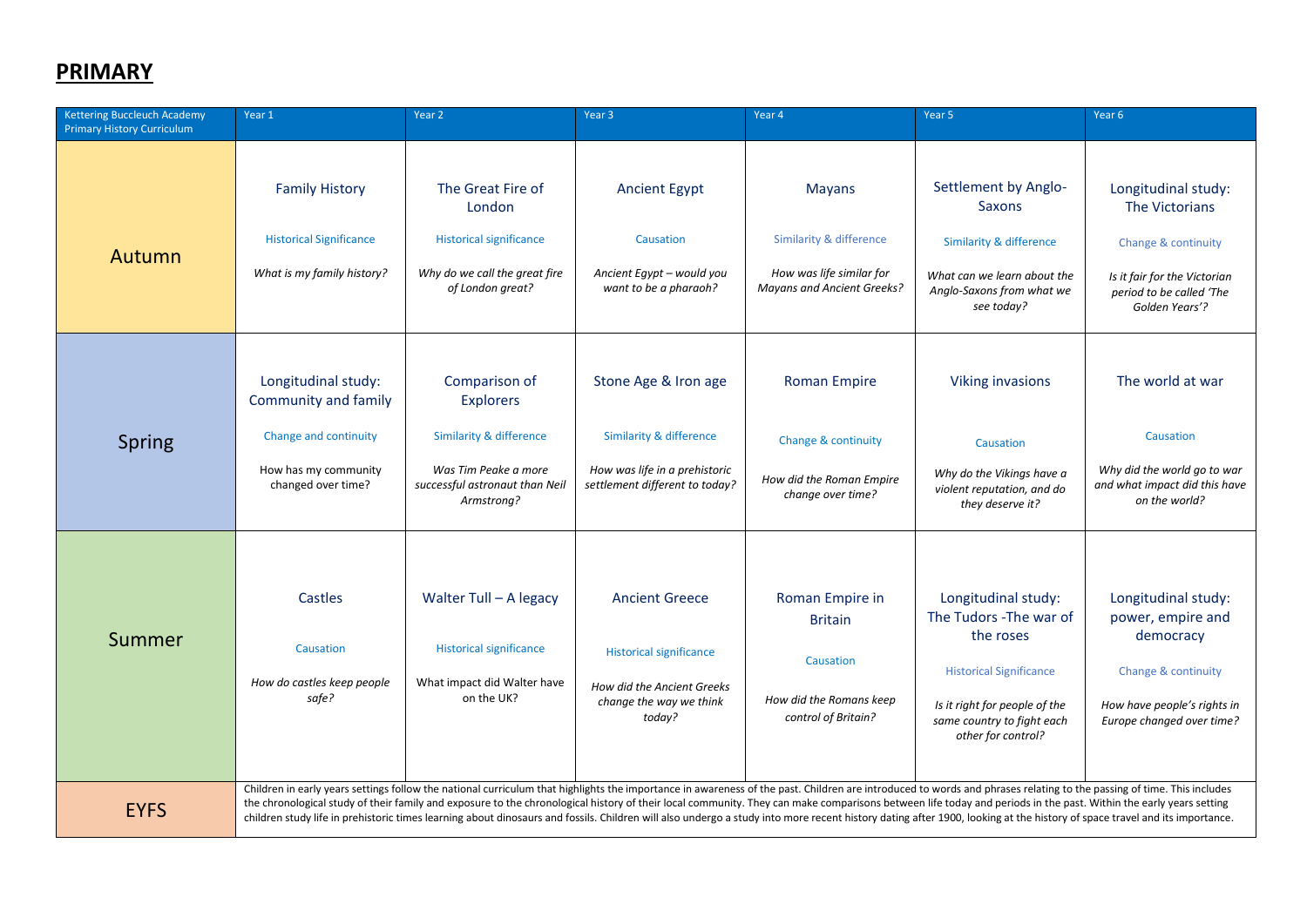# PRIMARY

| Kettering Buccleuch Academy Primary History Curriculum | Year 1 | Year 2 | Year 3 | Year 4 | Year 5 | Year 6 |
|---|---|---|---|---|---|---|
| Autumn | Family History<br><br>Historical Significance<br><br>*What is my family history?* | The Great Fire of London<br><br>Historical significance<br><br>*Why do we call the great fire of London great?* | Ancient Egypt<br><br>Causation<br><br>*Ancient Egypt – would you want to be a pharaoh?* | Mayans<br><br>Similarity & difference<br><br>*How was life similar for Mayans and Ancient Greeks?* | Settlement by Anglo-Saxons<br><br>Similarity & difference<br><br>*What can we learn about the Anglo-Saxons from what we see today?* | Longitudinal study: The Victorians<br><br>Change & continuity<br><br>*Is it fair for the Victorian period to be called 'The Golden Years'?* |
| Spring | Longitudinal study: Community and family<br><br>Change and continuity<br><br>How has my community changed over time? | Comparison of Explorers<br><br>Similarity & difference<br><br>*Was Tim Peake a more successful astronaut than Neil Armstrong?* | Stone Age & Iron age<br><br>Similarity & difference<br><br>*How was life in a prehistoric settlement different to today?* | Roman Empire<br><br>Change & continuity<br><br>*How did the Roman Empire change over time?* | Viking invasions<br><br>Causation<br><br>*Why do the Vikings have a violent reputation, and do they deserve it?* | The world at war<br><br>Causation<br><br>*Why did the world go to war and what impact did this have on the world?* |
| Summer | Castles<br><br>Causation<br><br>*How do castles keep people safe?* | Walter Tull – A legacy<br><br>Historical significance<br><br>What impact did Walter have on the UK? | Ancient Greece<br><br>Historical significance<br><br>*How did the Ancient Greeks change the way we think today?* | Roman Empire in Britain<br><br>Causation<br><br>*How did the Romans keep control of Britain?* | Longitudinal study: The Tudors -The war of the roses<br><br>Historical Significance<br><br>*Is it right for people of the same country to fight each other for control?* | Longitudinal study: power, empire and democracy<br><br>Change & continuity<br><br>*How have people's rights in Europe changed over time?* |
| EYFS | Children in early years settings follow the national curriculum that highlights the importance in awareness of the past. Children are introduced to words and phrases relating to the passing of time. This includes the chronological study of their family and exposure to the chronological history of their local community. They can make comparisons between life today and periods in the past. Within the early years setting children study life in prehistoric times learning about dinosaurs and fossils. Children will also undergo a study into more recent history dating after 1900, looking at the history of space travel and its importance. | | | | | |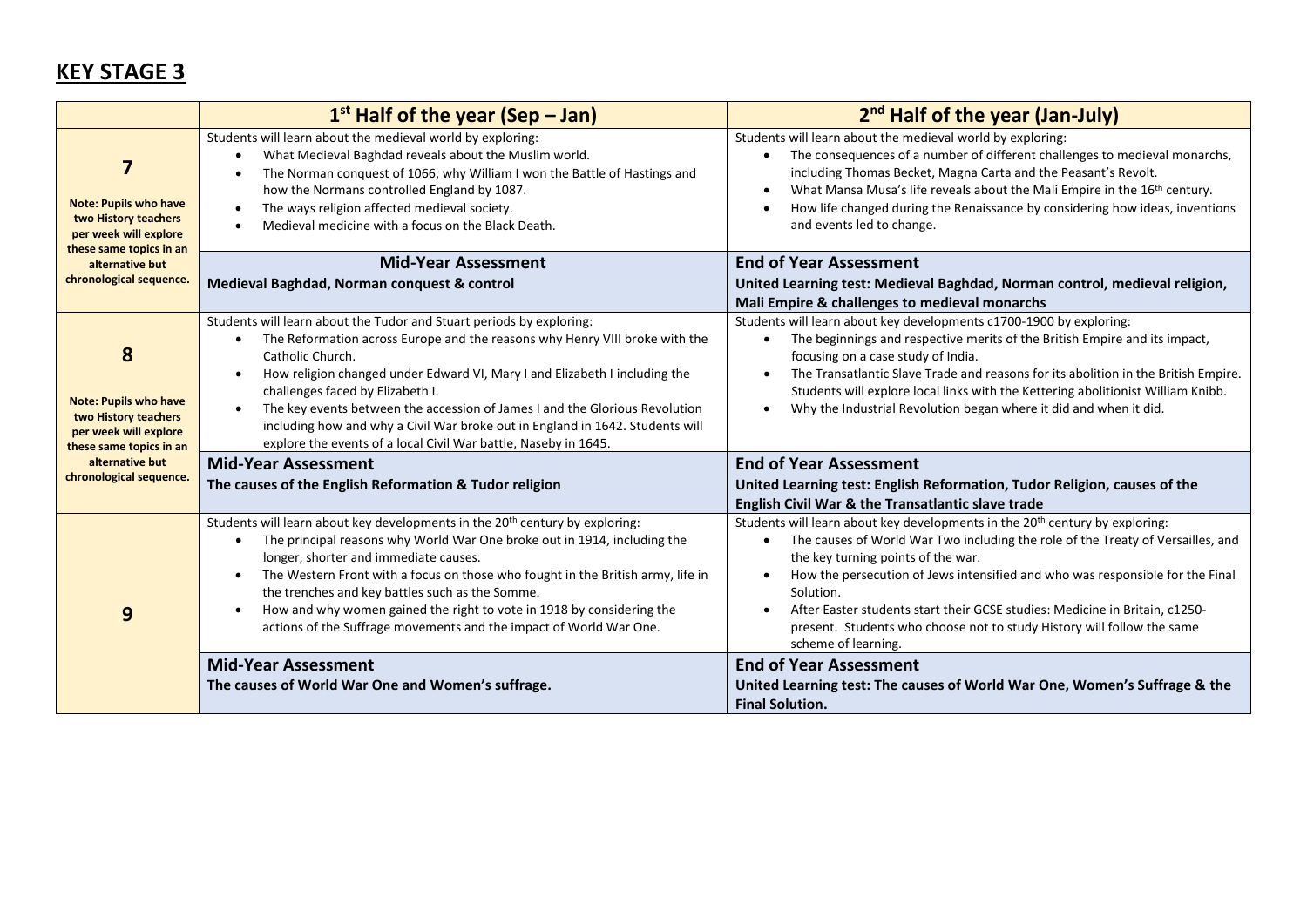# KEY STAGE 3

| | 1st Half of the year (Sep – Jan) | 2nd Half of the year (Jan-July) |
|---|---|---|
| **7**<br><br>**Note: Pupils who have two History teachers per week will explore these same topics in an alternative but chronological sequence.** | Students will learn about the medieval world by exploring:<br>• What Medieval Baghdad reveals about the Muslim world.<br>• The Norman conquest of 1066, why William I won the Battle of Hastings and how the Normans controlled England by 1087.<br>• The ways religion affected medieval society.<br>• Medieval medicine with a focus on the Black Death. | Students will learn about the medieval world by exploring:<br>• The consequences of a number of different challenges to medieval monarchs, including Thomas Becket, Magna Carta and the Peasant's Revolt.<br>• What Mansa Musa's life reveals about the Mali Empire in the 16th century.<br>• How life changed during the Renaissance by considering how ideas, inventions and events led to change. |
| | **Mid-Year Assessment**<br>**Medieval Baghdad, Norman conquest & control** | **End of Year Assessment**<br>**United Learning test: Medieval Baghdad, Norman control, medieval religion, Mali Empire & challenges to medieval monarchs** |
| **8**<br><br>**Note: Pupils who have two History teachers per week will explore these same topics in an alternative but chronological sequence.** | Students will learn about the Tudor and Stuart periods by exploring:<br>• The Reformation across Europe and the reasons why Henry VIII broke with the Catholic Church.<br>• How religion changed under Edward VI, Mary I and Elizabeth I including the challenges faced by Elizabeth I.<br>• The key events between the accession of James I and the Glorious Revolution including how and why a Civil War broke out in England in 1642. Students will explore the events of a local Civil War battle, Naseby in 1645. | Students will learn about key developments c1700-1900 by exploring:<br>• The beginnings and respective merits of the British Empire and its impact, focusing on a case study of India.<br>• The Transatlantic Slave Trade and reasons for its abolition in the British Empire. Students will explore local links with the Kettering abolitionist William Knibb.<br>• Why the Industrial Revolution began where it did and when it did. |
| | **Mid-Year Assessment**<br>**The causes of the English Reformation & Tudor religion** | **End of Year Assessment**<br>**United Learning test: English Reformation, Tudor Religion, causes of the English Civil War & the Transatlantic slave trade** |
| **9** | Students will learn about key developments in the 20th century by exploring:<br>• The principal reasons why World War One broke out in 1914, including the longer, shorter and immediate causes.<br>• The Western Front with a focus on those who fought in the British army, life in the trenches and key battles such as the Somme.<br>• How and why women gained the right to vote in 1918 by considering the actions of the Suffrage movements and the impact of World War One. | Students will learn about key developments in the 20th century by exploring:<br>• The causes of World War Two including the role of the Treaty of Versailles, and the key turning points of the war.<br>• How the persecution of Jews intensified and who was responsible for the Final Solution.<br>• After Easter students start their GCSE studies: Medicine in Britain, c1250-present. Students who choose not to study History will follow the same scheme of learning. |
| | **Mid-Year Assessment**<br>**The causes of World War One and Women's suffrage.** | **End of Year Assessment**<br>**United Learning test: The causes of World War One, Women's Suffrage & the Final Solution.** |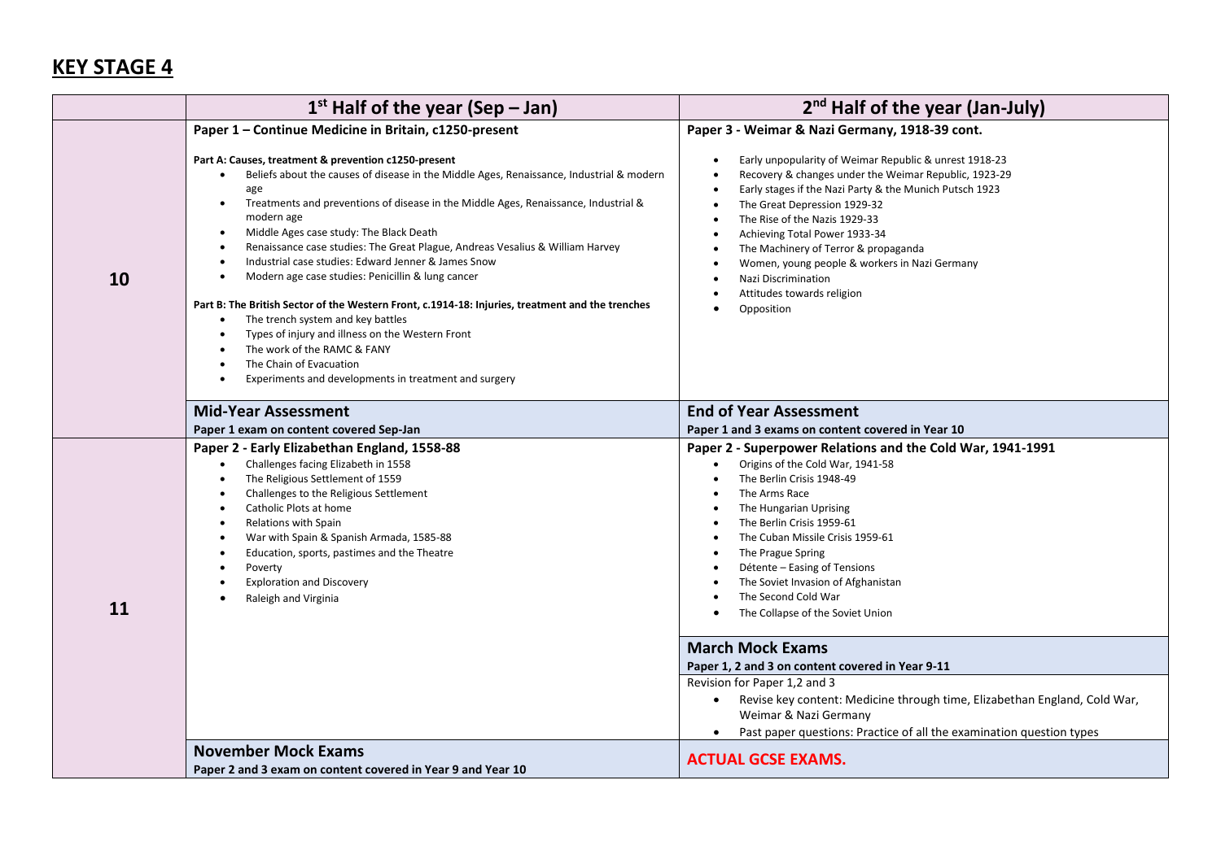# KEY STAGE 4

| | 1st Half of the year (Sep – Jan) | 2nd Half of the year (Jan-July) |
|---|---|---|
| **10** | **Paper 1 – Continue Medicine in Britain, c1250-present**<br><br>**Part A: Causes, treatment & prevention c1250-present**<br>• Beliefs about the causes of disease in the Middle Ages, Renaissance, Industrial & modern age<br>• Treatments and preventions of disease in the Middle Ages, Renaissance, Industrial & modern age<br>• Middle Ages case study: The Black Death<br>• Renaissance case studies: The Great Plague, Andreas Vesalius & William Harvey<br>• Industrial case studies: Edward Jenner & James Snow<br>• Modern age case studies: Penicillin & lung cancer<br><br>**Part B: The British Sector of the Western Front, c.1914-18: Injuries, treatment and the trenches**<br>• The trench system and key battles<br>• Types of injury and illness on the Western Front<br>• The work of the RAMC & FANY<br>• The Chain of Evacuation<br>• Experiments and developments in treatment and surgery | **Paper 3 - Weimar & Nazi Germany, 1918-39 cont.**<br><br>• Early unpopularity of Weimar Republic & unrest 1918-23<br>• Recovery & changes under the Weimar Republic, 1923-29<br>• Early stages if the Nazi Party & the Munich Putsch 1923<br>• The Great Depression 1929-32<br>• The Rise of the Nazis 1929-33<br>• Achieving Total Power 1933-34<br>• The Machinery of Terror & propaganda<br>• Women, young people & workers in Nazi Germany<br>• Nazi Discrimination<br>• Attitudes towards religion<br>• Opposition |
| | **Mid-Year Assessment**<br>**Paper 1 exam on content covered Sep-Jan** | **End of Year Assessment**<br>**Paper 1 and 3 exams on content covered in Year 10** |
| **11** | **Paper 2 - Early Elizabethan England, 1558-88**<br>• Challenges facing Elizabeth in 1558<br>• The Religious Settlement of 1559<br>• Challenges to the Religious Settlement<br>• Catholic Plots at home<br>• Relations with Spain<br>• War with Spain & Spanish Armada, 1585-88<br>• Education, sports, pastimes and the Theatre<br>• Poverty<br>• Exploration and Discovery<br>• Raleigh and Virginia | **Paper 2 - Superpower Relations and the Cold War, 1941-1991**<br>• Origins of the Cold War, 1941-58<br>• The Berlin Crisis 1948-49<br>• The Arms Race<br>• The Hungarian Uprising<br>• The Berlin Crisis 1959-61<br>• The Cuban Missile Crisis 1959-61<br>• The Prague Spring<br>• Détente – Easing of Tensions<br>• The Soviet Invasion of Afghanistan<br>• The Second Cold War<br>• The Collapse of the Soviet Union<br><br>**March Mock Exams**<br>**Paper 1, 2 and 3 on content covered in Year 9-11**<br>Revision for Paper 1,2 and 3<br>• Revise key content: Medicine through time, Elizabethan England, Cold War, Weimar & Nazi Germany<br>• Past paper questions: Practice of all the examination question types |
| | **November Mock Exams**<br>**Paper 2 and 3 exam on content covered in Year 9 and Year 10** | **ACTUAL GCSE EXAMS.** |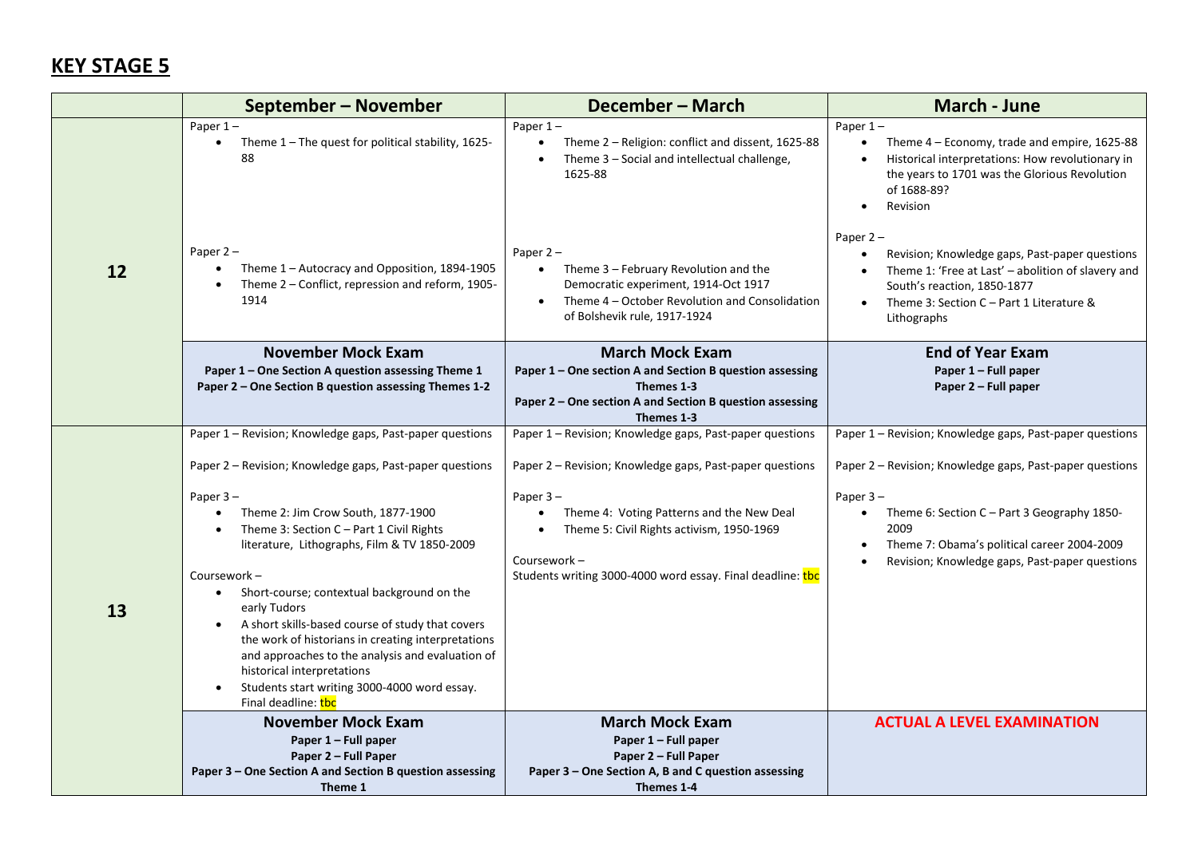## KEY STAGE 5

| | September – November | December – March | March - June |
|---|---|---|---|
| **12** | Paper 1 –<br>• Theme 1 – The quest for political stability, 1625-88<br><br>Paper 2 –<br>• Theme 1 – Autocracy and Opposition, 1894-1905<br>• Theme 2 – Conflict, repression and reform, 1905-1914 | Paper 1 –<br>• Theme 2 – Religion: conflict and dissent, 1625-88<br>• Theme 3 – Social and intellectual challenge, 1625-88<br><br>Paper 2 –<br>• Theme 3 – February Revolution and the Democratic experiment, 1914-Oct 1917<br>• Theme 4 – October Revolution and Consolidation of Bolshevik rule, 1917-1924 | Paper 1 –<br>• Theme 4 – Economy, trade and empire, 1625-88<br>• Historical interpretations: How revolutionary in the years to 1701 was the Glorious Revolution of 1688-89?<br>• Revision<br><br>Paper 2 –<br>• Revision; Knowledge gaps, Past-paper questions<br>• Theme 1: 'Free at Last' – abolition of slavery and South's reaction, 1850-1877<br>• Theme 3: Section C – Part 1 Literature & Lithographs |
| | **November Mock Exam**<br>**Paper 1 – One Section A question assessing Theme 1**<br>**Paper 2 – One Section B question assessing Themes 1-2** | **March Mock Exam**<br>**Paper 1 – One section A and Section B question assessing Themes 1-3**<br>**Paper 2 – One section A and Section B question assessing Themes 1-3** | **End of Year Exam**<br>**Paper 1 – Full paper**<br>**Paper 2 – Full paper** |
| **13** | Paper 1 – Revision; Knowledge gaps, Past-paper questions<br><br>Paper 2 – Revision; Knowledge gaps, Past-paper questions<br><br>Paper 3 –<br>• Theme 2: Jim Crow South, 1877-1900<br>• Theme 3: Section C – Part 1 Civil Rights literature, Lithographs, Film & TV 1850-2009<br><br>Coursework –<br>• Short-course; contextual background on the early Tudors<br>• A short skills-based course of study that covers the work of historians in creating interpretations and approaches to the analysis and evaluation of historical interpretations<br>• Students start writing 3000-4000 word essay. Final deadline: tbc | Paper 1 – Revision; Knowledge gaps, Past-paper questions<br><br>Paper 2 – Revision; Knowledge gaps, Past-paper questions<br><br>Paper 3 –<br>• Theme 4: Voting Patterns and the New Deal<br>• Theme 5: Civil Rights activism, 1950-1969<br><br>Coursework –<br>Students writing 3000-4000 word essay. Final deadline: tbc | Paper 1 – Revision; Knowledge gaps, Past-paper questions<br><br>Paper 2 – Revision; Knowledge gaps, Past-paper questions<br><br>Paper 3 –<br>• Theme 6: Section C – Part 3 Geography 1850-2009<br>• Theme 7: Obama's political career 2004-2009<br>• Revision; Knowledge gaps, Past-paper questions |
| | **November Mock Exam**<br>**Paper 1 – Full paper**<br>**Paper 2 – Full Paper**<br>**Paper 3 – One Section A and Section B question assessing Theme 1** | **March Mock Exam**<br>**Paper 1 – Full paper**<br>**Paper 2 – Full Paper**<br>**Paper 3 – One Section A, B and C question assessing Themes 1-4** | **ACTUAL A LEVEL EXAMINATION** |